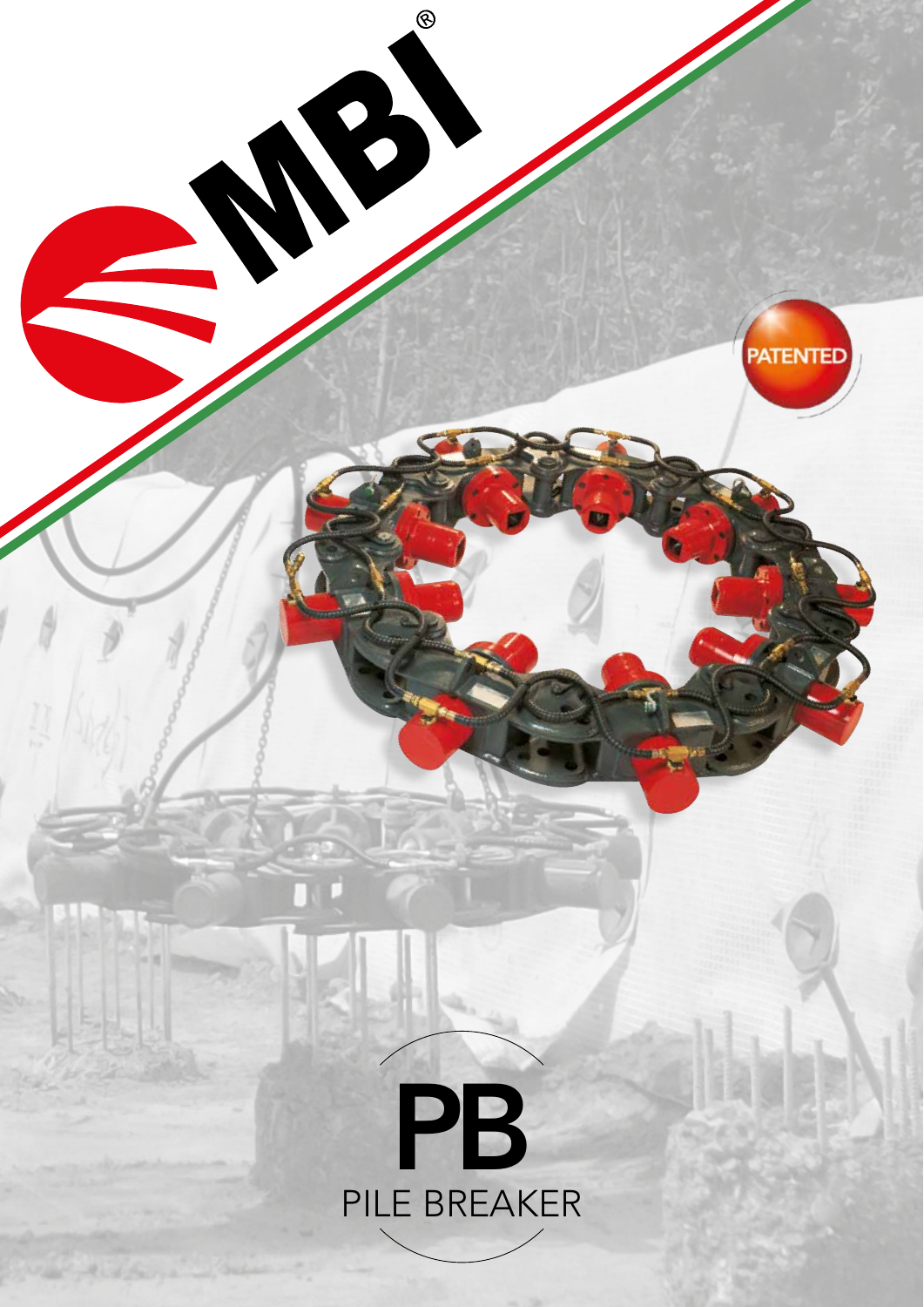MBI®

PATENTED

# PB

PILE BREAKER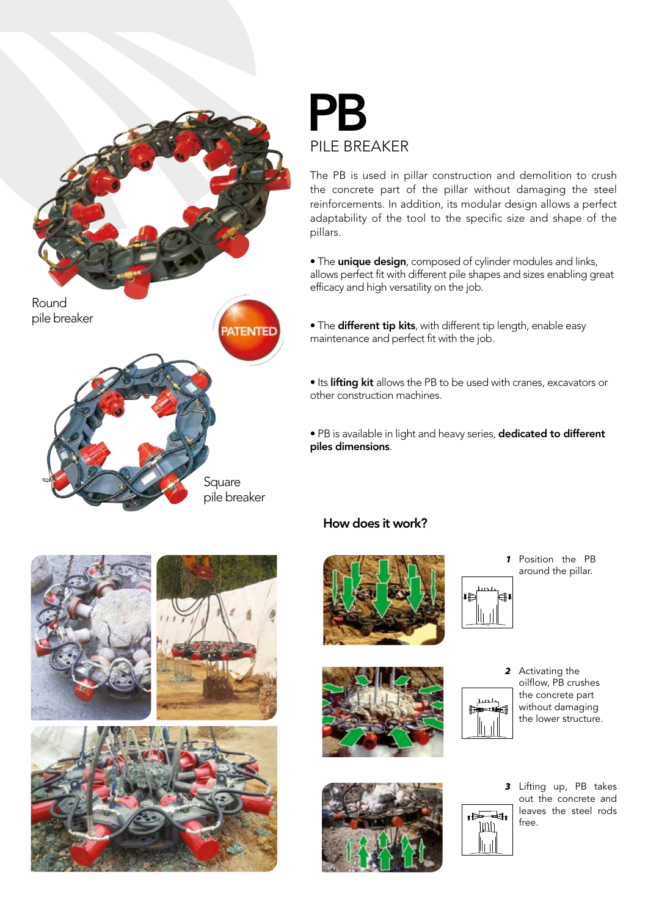# PB

## PILE BREAKER

The PB is used in pillar construction and demolition to crush the concrete part of the pillar without damaging the steel reinforcements. In addition, its modular design allows a perfect adaptability of the tool to the specific size and shape of the pillars.

- The **unique design**, composed of cylinder modules and links, allows perfect fit with different pile shapes and sizes enabling great efficacy and high versatility on the job.
- The **different tip kits**, with different tip length, enable easy maintenance and perfect fit with the job.
- Its **lifting kit** allows the PB to be used with cranes, excavators or other construction machines.
- PB is available in light and heavy series, **dedicated to different piles dimensions**.

Round pile breaker

PATENTED

Square pile breaker

### How does it work?

***1*** Position the PB around the pillar.

***2*** Activating the oilflow, PB crushes the concrete part without damaging the lower structure.

***3*** Lifting up, PB takes out the concrete and leaves the steel rods free.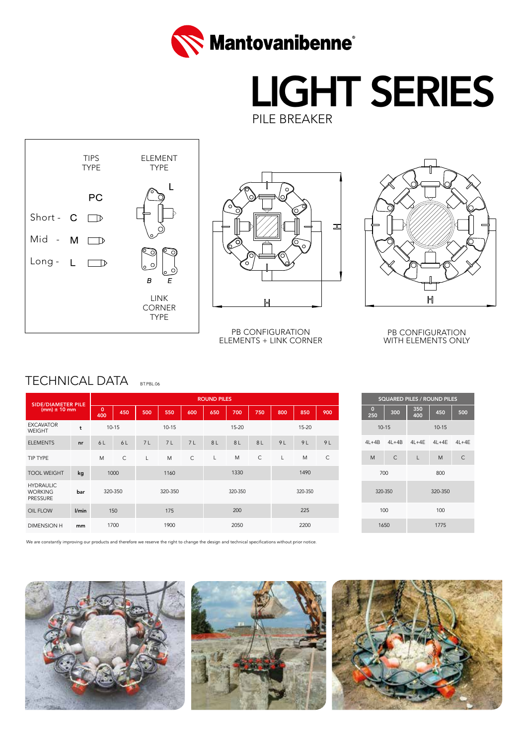# LIGHT SERIES

PILE BREAKER

TIPS TYPE — ELEMENT TYPE

PC

Short - C

Mid - M

Long - L

L

B E

LINK CORNER TYPE

PB CONFIGURATION ELEMENTS + LINK CORNER

PB CONFIGURATION WITH ELEMENTS ONLY

## TECHNICAL DATA

BT.PBL.06

| SIDE/DIAMETER PILE (mm) ± 10 mm | | ROUND PILES | | | | | | | | | | |
|---|---|---|---|---|---|---|---|---|---|---|---|---|
| | | 0 400 | 450 | 500 | 550 | 600 | 650 | 700 | 750 | 800 | 850 | 900 |
| EXCAVATOR WEIGHT | t | 10-15 | | 10-15 | | | 15-20 | | | 15-20 | | |
| ELEMENTS | nr | 6 L | 6 L | 7 L | 7 L | 7 L | 8 L | 8 L | 8 L | 9 L | 9 L | 9 L |
| TIP TYPE | | M | C | L | M | C | L | M | C | L | M | C |
| TOOL WEIGHT | kg | 1000 | | 1160 | | | 1330 | | | 1490 | | |
| HYDRAULIC WORKING PRESSURE | bar | 320-350 | | 320-350 | | | 320-350 | | | 320-350 | | |
| OIL FLOW | l/min | 150 | | 175 | | | 200 | | | 225 | | |
| DIMENSION H | mm | 1700 | | 1900 | | | 2050 | | | 2200 | | |

| SQUARED PILES / ROUND PILES | | | | |
|---|---|---|---|---|
| 0 250 | 300 | 350 400 | 450 | 500 |
| 10-15 | | 10-15 | | |
| 4L+4B | 4L+4B | 4L+4E | 4L+4E | 4L+4E |
| M | C | L | M | C |
| 700 | | 800 | | |
| 320-350 | | 320-350 | | |
| 100 | | 100 | | |
| 1650 | | 1775 | | |

We are constantly improving our products and therefore we reserve the right to change the design and technical specifications without prior notice.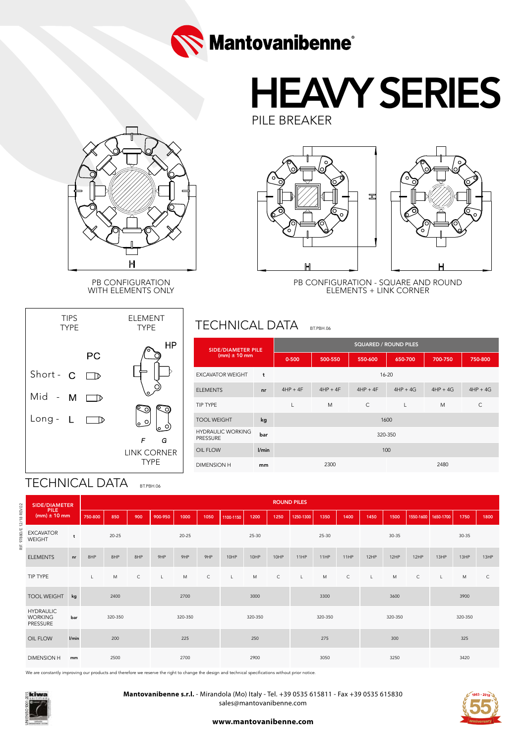# Mantovanibenne

# HEAVY SERIES

PILE BREAKER

H

PB CONFIGURATION
WITH ELEMENTS ONLY

H H

PB CONFIGURATION - SQUARE AND ROUND
ELEMENTS + LINK CORNER

| TIPS TYPE | | ELEMENT TYPE |
|---|---|---|
| | PC | HP |
| Short - | C | |
| Mid - | M | |
| Long - | L | |
| | | F G |
| | | LINK CORNER TYPE |

## TECHNICAL DATA

BT.PBH.06

| SIDE/DIAMETER PILE (mm) ± 10 mm | | SQUARED / ROUND PILES | | | | | |
|---|---|---|---|---|---|---|---|
| | | 0-500 | 500-550 | 550-600 | 650-700 | 700-750 | 750-800 |
| EXCAVATOR WEIGHT | t | 16-20 | | | | | |
| ELEMENTS | nr | 4HP + 4F | 4HP + 4F | 4HP + 4F | 4HP + 4G | 4HP + 4G | 4HP + 4G |
| TIP TYPE | | L | M | C | L | M | C |
| TOOL WEIGHT | kg | 1600 | | | | | |
| HYDRAULIC WORKING PRESSURE | bar | 320-350 | | | | | |
| OIL FLOW | l/min | 100 | | | | | |
| DIMENSION H | mm | 2300 | | | 2480 | | |

## TECHNICAL DATA

BT.PBH.06

| SIDE/DIAMETER PILE (mm) ± 10 mm | | ROUND PILES | | | | | | | | | | | | | | | | | |
|---|---|---|---|---|---|---|---|---|---|---|---|---|---|---|---|---|---|---|---|
| | | 750-800 | 850 | 900 | 900-950 | 1000 | 1050 | 1100-1150 | 1200 | 1250 | 1250-1300 | 1350 | 1400 | 1450 | 1500 | 1550-1600 | 1650-1700 | 1750 | 1800 |
| EXCAVATOR WEIGHT | t | 20-25 | | | 20-25 | | | 25-30 | | | 25-30 | | | 30-35 | | | 30-35 | | |
| ELEMENTS | nr | 8HP | 8HP | 8HP | 9HP | 9HP | 9HP | 10HP | 10HP | 10HP | 11HP | 11HP | 11HP | 12HP | 12HP | 12HP | 13HP | 13HP | 13HP |
| TIP TYPE | | L | M | C | L | M | C | L | M | C | L | M | C | L | M | C | L | M | C |
| TOOL WEIGHT | kg | 2400 | | | 2700 | | | 3000 | | | 3300 | | | 3600 | | | 3900 | | |
| HYDRAULIC WORKING PRESSURE | bar | 320-350 | | | 320-350 | | | 320-350 | | | 320-350 | | | 320-350 | | | 320-350 | | |
| OIL FLOW | l/min | 200 | | | 225 | | | 250 | | | 275 | | | 300 | | | 325 | | |
| DIMENSION H | mm | 2500 | | | 2700 | | | 2900 | | | 3050 | | | 3250 | | | 3420 | | |

We are constantly improving our products and therefore we reserve the right to change the design and technical specifications without prior notice.

RIF. 97880/E 12/18 REV.02

**Mantovanibenne s.r.l.** - Mirandola (Mo) Italy - Tel. +39 0535 615811 - Fax +39 0535 615830
sales@mantovanibenne.com

**www.mantovanibenne.com**

UNI EN ISO 9001:2015

1963 - 2018 55 anniversary